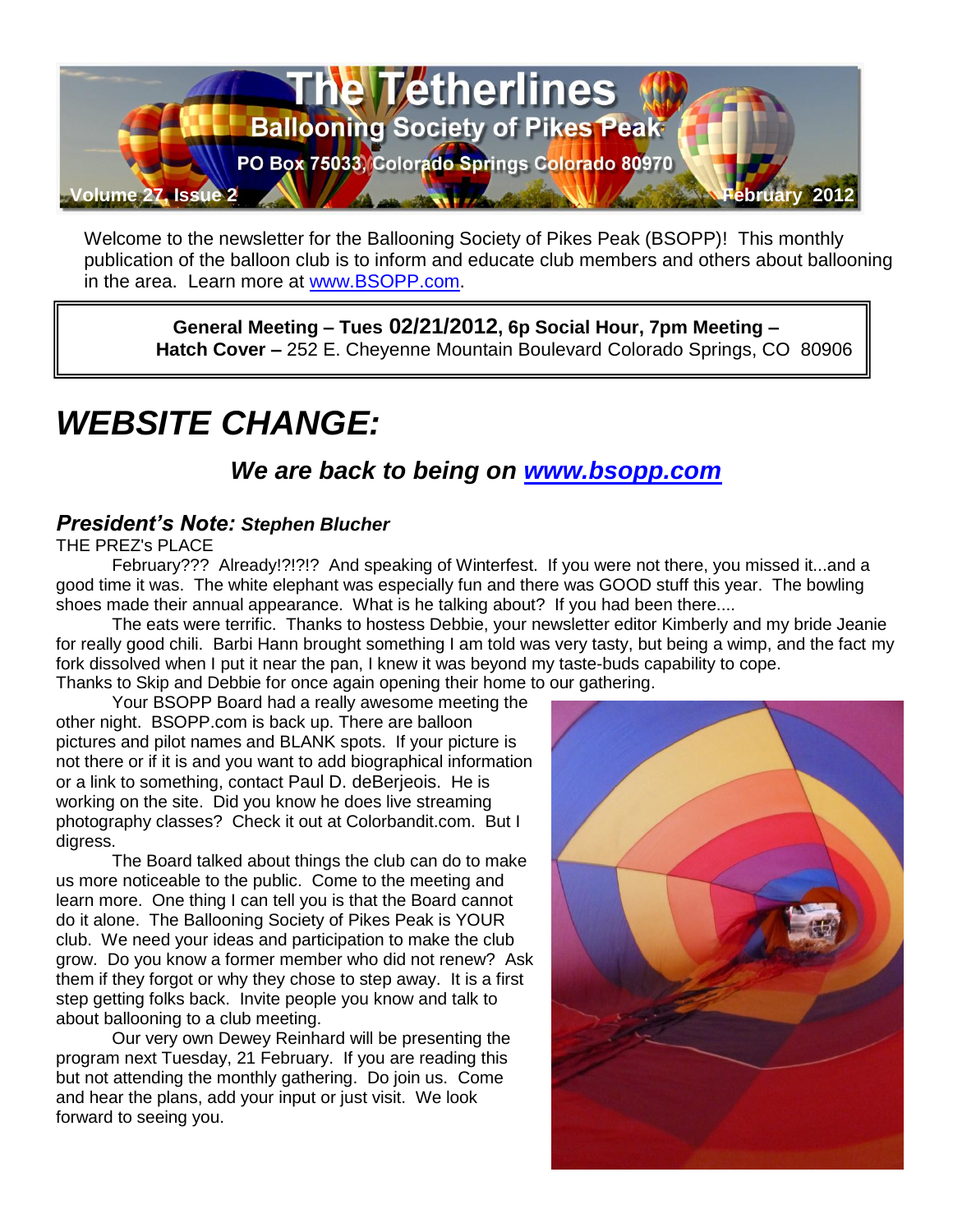# The Tetherlines

## Ballooning Society of Pikes Peak

PO Box 75033, Colorado Springs Colorado 80970

Volume 27, Issue 2 — February 2012

Welcome to the newsletter for the Ballooning Society of Pikes Peak (BSOPP)! This monthly publication of the balloon club is to inform and educate club members and others about ballooning in the area. Learn more at [www.BSOPP.com](http://www.BSOPP.com).

> **General Meeting – Tues 02/21/2012, 6p Social Hour, 7pm Meeting –**
> **Hatch Cover –** 252 E. Cheyenne Mountain Boulevard Colorado Springs, CO 80906

# *WEBSITE CHANGE:*

### *We are back to being on [www.bsopp.com](http://www.bsopp.com)*

## *President's Note:* ***Stephen Blucher***

THE PREZ's PLACE

February??? Already!?!?!? And speaking of Winterfest. If you were not there, you missed it...and a good time it was. The white elephant was especially fun and there was GOOD stuff this year. The bowling shoes made their annual appearance. What is he talking about? If you had been there....

The eats were terrific. Thanks to hostess Debbie, your newsletter editor Kimberly and my bride Jeanie for really good chili. Barbi Hann brought something I am told was very tasty, but being a wimp, and the fact my fork dissolved when I put it near the pan, I knew it was beyond my taste-buds capability to cope. Thanks to Skip and Debbie for once again opening their home to our gathering.

Your BSOPP Board had a really awesome meeting the other night. BSOPP.com is back up. There are balloon pictures and pilot names and BLANK spots. If your picture is not there or if it is and you want to add biographical information or a link to something, contact Paul D. deBerjeois. He is working on the site. Did you know he does live streaming photography classes? Check it out at Colorbandit.com. But I digress.

The Board talked about things the club can do to make us more noticeable to the public. Come to the meeting and learn more. One thing I can tell you is that the Board cannot do it alone. The Ballooning Society of Pikes Peak is YOUR club. We need your ideas and participation to make the club grow. Do you know a former member who did not renew? Ask them if they forgot or why they chose to step away. It is a first step getting folks back. Invite people you know and talk to about ballooning to a club meeting.

Our very own Dewey Reinhard will be presenting the program next Tuesday, 21 February. If you are reading this but not attending the monthly gathering. Do join us. Come and hear the plans, add your input or just visit. We look forward to seeing you.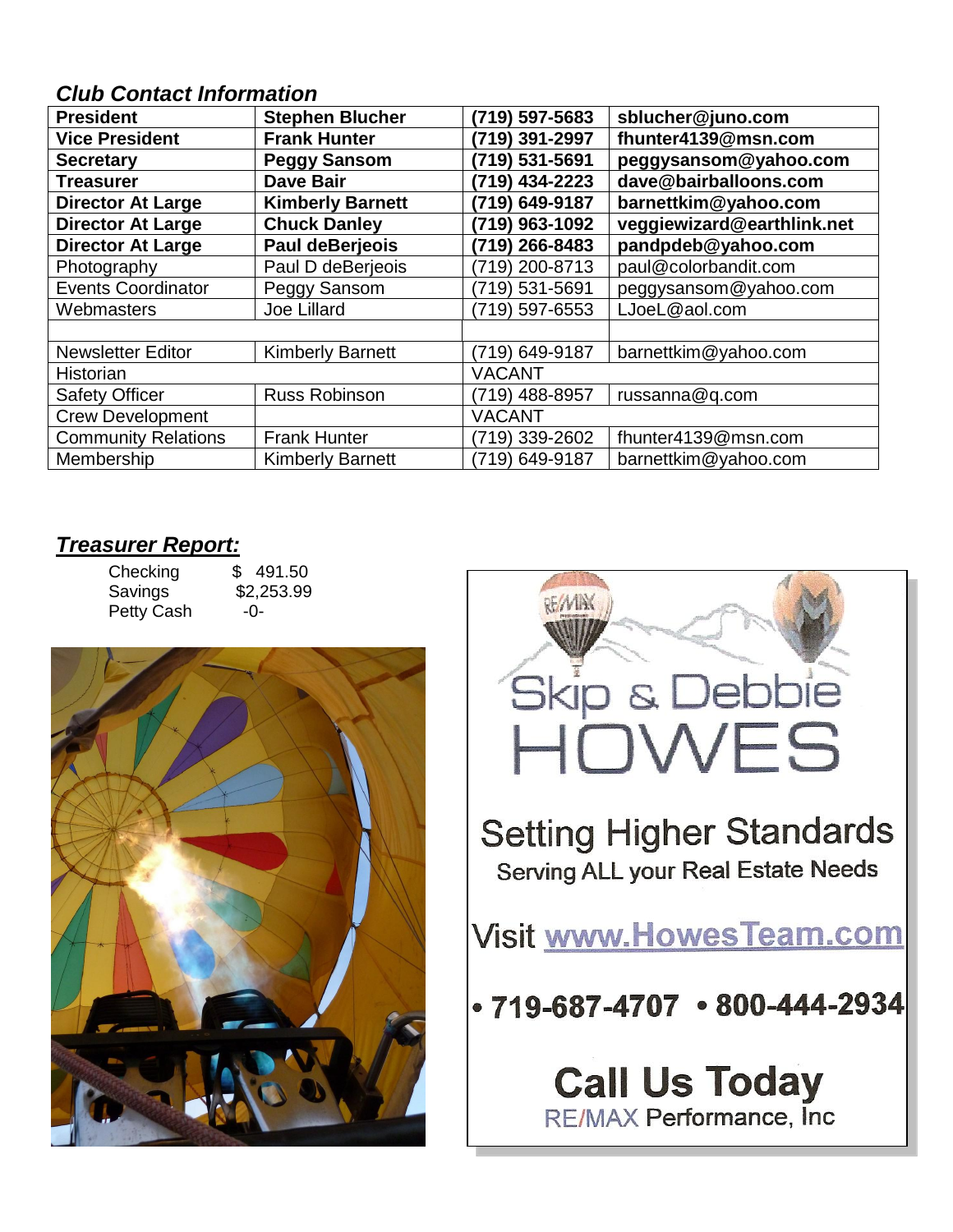### *Club Contact Information*

| | | | |
|---|---|---|---|
| **President** | **Stephen Blucher** | **(719) 597-5683** | **sblucher@juno.com** |
| **Vice President** | **Frank Hunter** | **(719) 391-2997** | **fhunter4139@msn.com** |
| **Secretary** | **Peggy Sansom** | **(719) 531-5691** | **peggysansom@yahoo.com** |
| **Treasurer** | **Dave Bair** | **(719) 434-2223** | **dave@bairballoons.com** |
| **Director At Large** | **Kimberly Barnett** | **(719) 649-9187** | **barnettkim@yahoo.com** |
| **Director At Large** | **Chuck Danley** | **(719) 963-1092** | **veggiewizard@earthlink.net** |
| **Director At Large** | **Paul deBerjeois** | **(719) 266-8483** | **pandpdeb@yahoo.com** |
| Photography | Paul D deBerjeois | (719) 200-8713 | paul@colorbandit.com |
| Events Coordinator | Peggy Sansom | (719) 531-5691 | peggysansom@yahoo.com |
| Webmasters | Joe Lillard | (719) 597-6553 | LJoeL@aol.com |
| | | | |
| Newsletter Editor | Kimberly Barnett | (719) 649-9187 | barnettkim@yahoo.com |
| Historian | | VACANT | |
| Safety Officer | Russ Robinson | (719) 488-8957 | russanna@q.com |
| Crew Development | | VACANT | |
| Community Relations | Frank Hunter | (719) 339-2602 | fhunter4139@msn.com |
| Membership | Kimberly Barnett | (719) 649-9187 | barnettkim@yahoo.com |

## ***Treasurer Report:***

| | |
|---|---|
| Checking | $ 491.50 |
| Savings | $2,253.99 |
| Petty Cash | -0- |

Skip & Debbie HOWES

Setting Higher Standards

Serving ALL your Real Estate Needs

Visit www.HowesTeam.com

• 719-687-4707 • 800-444-2934

**Call Us Today**

RE/MAX Performance, Inc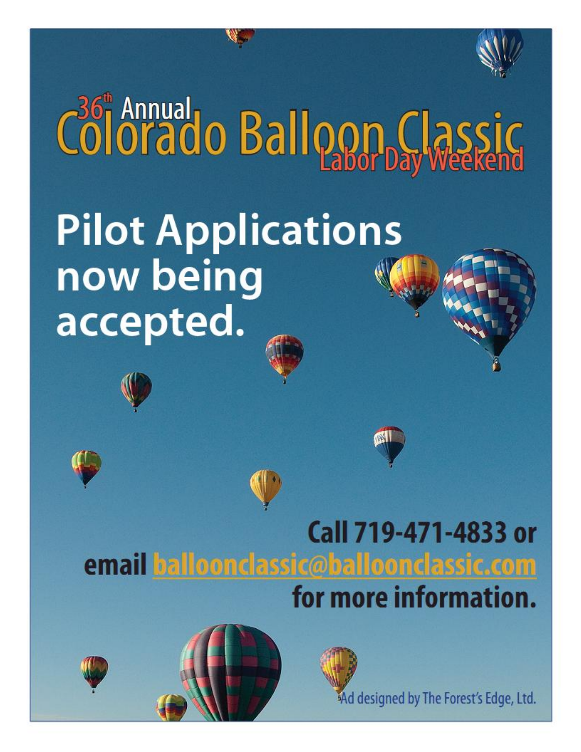# 36th Annual Colorado Balloon Classic

## Labor Day Weekend

# Pilot Applications now being accepted.

**Call 719-471-4833 or email balloonclassic@balloonclassic.com for more information.**

Ad designed by The Forest's Edge, Ltd.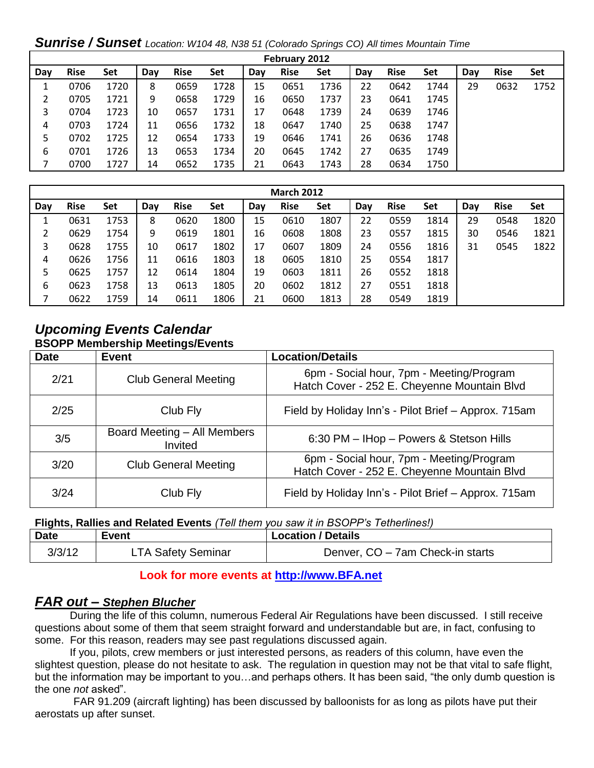## ***Sunrise / Sunset*** *Location: W104 48, N38 51 (Colorado Springs CO) All times Mountain Time*

| February 2012 | | | | | | | | | | | | | | |
|---|---|---|---|---|---|---|---|---|---|---|---|---|---|---|
| Day | Rise | Set | Day | Rise | Set | Day | Rise | Set | Day | Rise | Set | Day | Rise | Set |
| 1 | 0706 | 1720 | 8 | 0659 | 1728 | 15 | 0651 | 1736 | 22 | 0642 | 1744 | 29 | 0632 | 1752 |
| 2 | 0705 | 1721 | 9 | 0658 | 1729 | 16 | 0650 | 1737 | 23 | 0641 | 1745 | | | |
| 3 | 0704 | 1723 | 10 | 0657 | 1731 | 17 | 0648 | 1739 | 24 | 0639 | 1746 | | | |
| 4 | 0703 | 1724 | 11 | 0656 | 1732 | 18 | 0647 | 1740 | 25 | 0638 | 1747 | | | |
| 5 | 0702 | 1725 | 12 | 0654 | 1733 | 19 | 0646 | 1741 | 26 | 0636 | 1748 | | | |
| 6 | 0701 | 1726 | 13 | 0653 | 1734 | 20 | 0645 | 1742 | 27 | 0635 | 1749 | | | |
| 7 | 0700 | 1727 | 14 | 0652 | 1735 | 21 | 0643 | 1743 | 28 | 0634 | 1750 | | | |

| March 2012 | | | | | | | | | | | | | | |
|---|---|---|---|---|---|---|---|---|---|---|---|---|---|---|
| Day | Rise | Set | Day | Rise | Set | Day | Rise | Set | Day | Rise | Set | Day | Rise | Set |
| 1 | 0631 | 1753 | 8 | 0620 | 1800 | 15 | 0610 | 1807 | 22 | 0559 | 1814 | 29 | 0548 | 1820 |
| 2 | 0629 | 1754 | 9 | 0619 | 1801 | 16 | 0608 | 1808 | 23 | 0557 | 1815 | 30 | 0546 | 1821 |
| 3 | 0628 | 1755 | 10 | 0617 | 1802 | 17 | 0607 | 1809 | 24 | 0556 | 1816 | 31 | 0545 | 1822 |
| 4 | 0626 | 1756 | 11 | 0616 | 1803 | 18 | 0605 | 1810 | 25 | 0554 | 1817 | | | |
| 5 | 0625 | 1757 | 12 | 0614 | 1804 | 19 | 0603 | 1811 | 26 | 0552 | 1818 | | | |
| 6 | 0623 | 1758 | 13 | 0613 | 1805 | 20 | 0602 | 1812 | 27 | 0551 | 1818 | | | |
| 7 | 0622 | 1759 | 14 | 0611 | 1806 | 21 | 0600 | 1813 | 28 | 0549 | 1819 | | | |

## ***Upcoming Events Calendar***

### BSOPP Membership Meetings/Events

| Date | Event | Location/Details |
|---|---|---|
| 2/21 | Club General Meeting | 6pm - Social hour, 7pm - Meeting/Program<br>Hatch Cover - 252 E. Cheyenne Mountain Blvd |
| 2/25 | Club Fly | Field by Holiday Inn's - Pilot Brief – Approx. 715am |
| 3/5 | Board Meeting – All Members Invited | 6:30 PM – IHop – Powers & Stetson Hills |
| 3/20 | Club General Meeting | 6pm - Social hour, 7pm - Meeting/Program<br>Hatch Cover - 252 E. Cheyenne Mountain Blvd |
| 3/24 | Club Fly | Field by Holiday Inn's - Pilot Brief – Approx. 715am |

**Flights, Rallies and Related Events** *(Tell them you saw it in BSOPP's Tetherlines!)*

| Date | Event | Location / Details |
|---|---|---|
| 3/3/12 | LTA Safety Seminar | Denver, CO – 7am Check-in starts |

**Look for more events at http://www.BFA.net**

## ***FAR out – Stephen Blucher***

During the life of this column, numerous Federal Air Regulations have been discussed. I still receive questions about some of them that seem straight forward and understandable but are, in fact, confusing to some. For this reason, readers may see past regulations discussed again.

If you, pilots, crew members or just interested persons, as readers of this column, have even the slightest question, please do not hesitate to ask. The regulation in question may not be that vital to safe flight, but the information may be important to you…and perhaps others. It has been said, "the only dumb question is the one *not* asked".

FAR 91.209 (aircraft lighting) has been discussed by balloonists for as long as pilots have put their aerostats up after sunset.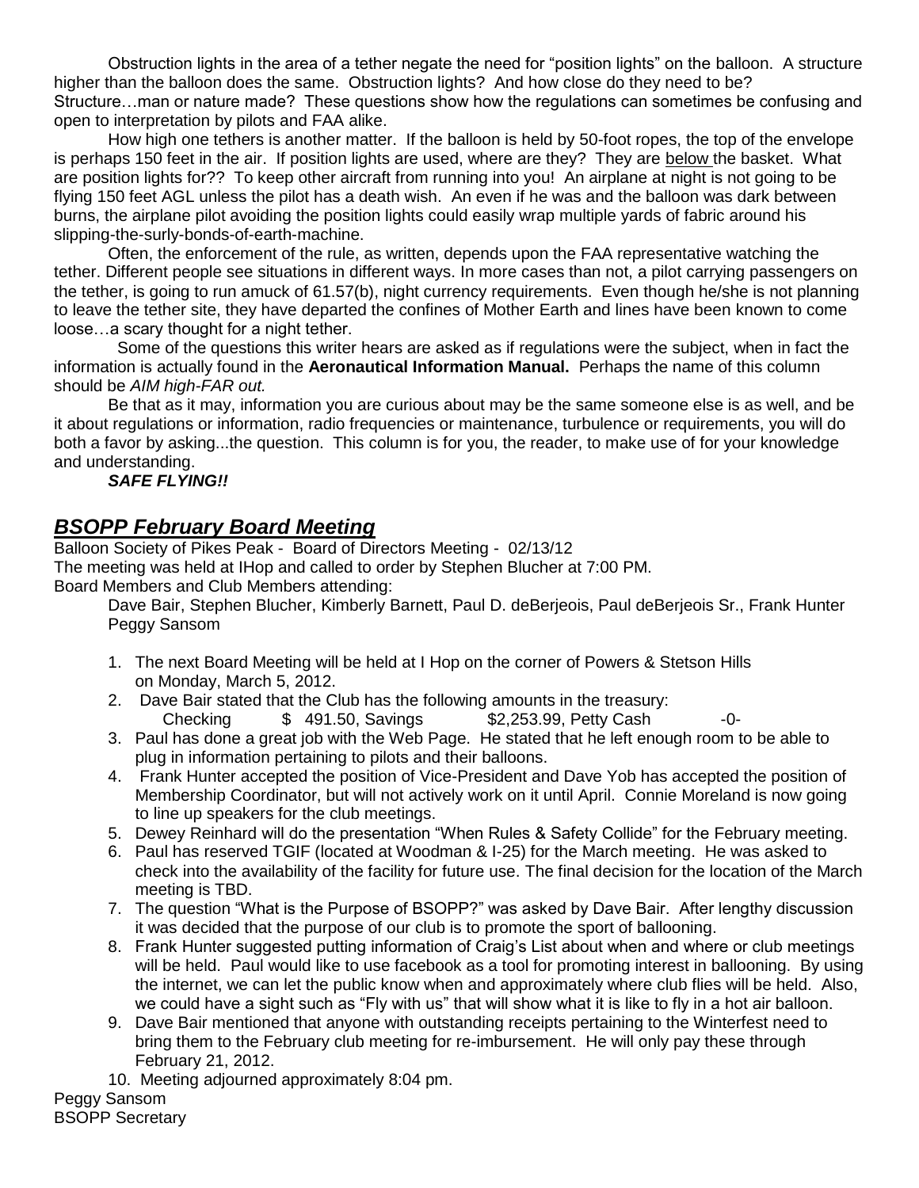Obstruction lights in the area of a tether negate the need for "position lights" on the balloon. A structure higher than the balloon does the same. Obstruction lights? And how close do they need to be? Structure…man or nature made? These questions show how the regulations can sometimes be confusing and open to interpretation by pilots and FAA alike.

How high one tethers is another matter. If the balloon is held by 50-foot ropes, the top of the envelope is perhaps 150 feet in the air. If position lights are used, where are they? They are below the basket. What are position lights for?? To keep other aircraft from running into you! An airplane at night is not going to be flying 150 feet AGL unless the pilot has a death wish. An even if he was and the balloon was dark between burns, the airplane pilot avoiding the position lights could easily wrap multiple yards of fabric around his slipping-the-surly-bonds-of-earth-machine.

Often, the enforcement of the rule, as written, depends upon the FAA representative watching the tether. Different people see situations in different ways. In more cases than not, a pilot carrying passengers on the tether, is going to run amuck of 61.57(b), night currency requirements. Even though he/she is not planning to leave the tether site, they have departed the confines of Mother Earth and lines have been known to come loose…a scary thought for a night tether.

Some of the questions this writer hears are asked as if regulations were the subject, when in fact the information is actually found in the **Aeronautical Information Manual.** Perhaps the name of this column should be *AIM high-FAR out.*

Be that as it may, information you are curious about may be the same someone else is as well, and be it about regulations or information, radio frequencies or maintenance, turbulence or requirements, you will do both a favor by asking...the question. This column is for you, the reader, to make use of for your knowledge and understanding.

***SAFE FLYING!!***

## ***BSOPP February Board Meeting***

Balloon Society of Pikes Peak - Board of Directors Meeting - 02/13/12
The meeting was held at IHop and called to order by Stephen Blucher at 7:00 PM.
Board Members and Club Members attending:

Dave Bair, Stephen Blucher, Kimberly Barnett, Paul D. deBerjeois, Paul deBerjeois Sr., Frank Hunter Peggy Sansom

1. The next Board Meeting will be held at I Hop on the corner of Powers & Stetson Hills on Monday, March 5, 2012.
2. Dave Bair stated that the Club has the following amounts in the treasury:
   Checking $ 491.50, Savings $2,253.99, Petty Cash -0-
3. Paul has done a great job with the Web Page. He stated that he left enough room to be able to plug in information pertaining to pilots and their balloons.
4. Frank Hunter accepted the position of Vice-President and Dave Yob has accepted the position of Membership Coordinator, but will not actively work on it until April. Connie Moreland is now going to line up speakers for the club meetings.
5. Dewey Reinhard will do the presentation "When Rules & Safety Collide" for the February meeting.
6. Paul has reserved TGIF (located at Woodman & I-25) for the March meeting. He was asked to check into the availability of the facility for future use. The final decision for the location of the March meeting is TBD.
7. The question "What is the Purpose of BSOPP?" was asked by Dave Bair. After lengthy discussion it was decided that the purpose of our club is to promote the sport of ballooning.
8. Frank Hunter suggested putting information of Craig's List about when and where or club meetings will be held. Paul would like to use facebook as a tool for promoting interest in ballooning. By using the internet, we can let the public know when and approximately where club flies will be held. Also, we could have a sight such as "Fly with us" that will show what it is like to fly in a hot air balloon.
9. Dave Bair mentioned that anyone with outstanding receipts pertaining to the Winterfest need to bring them to the February club meeting for re-imbursement. He will only pay these through February 21, 2012.
10. Meeting adjourned approximately 8:04 pm.

Peggy Sansom
BSOPP Secretary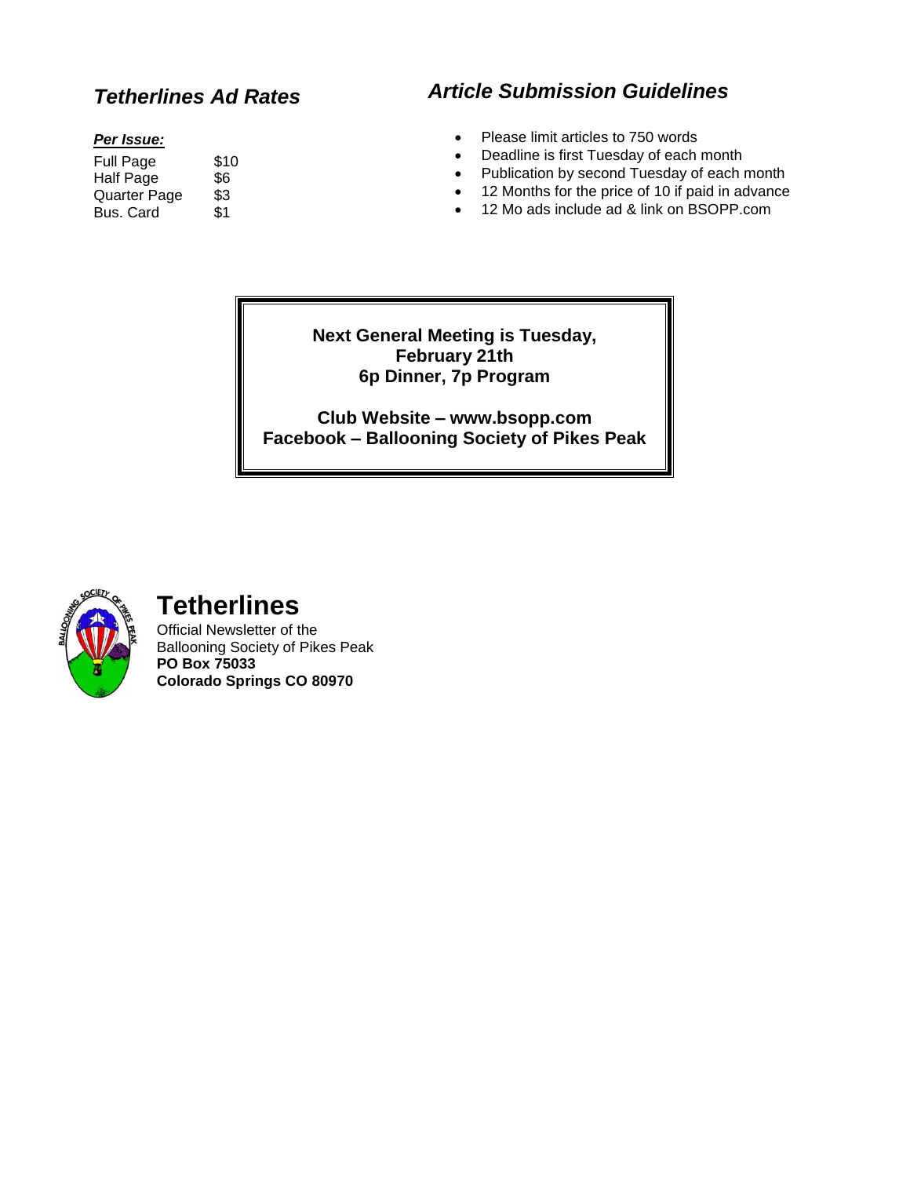## *Tetherlines Ad Rates*

***Per Issue:***

| | |
|---|---|
| Full Page | $10 |
| Half Page | $6 |
| Quarter Page | $3 |
| Bus. Card | $1 |

## *Article Submission Guidelines*

- Please limit articles to 750 words
- Deadline is first Tuesday of each month
- Publication by second Tuesday of each month
- 12 Months for the price of 10 if paid in advance
- 12 Mo ads include ad & link on BSOPP.com

**Next General Meeting is Tuesday, February 21th**
**6p Dinner, 7p Program**

**Club Website – www.bsopp.com**
**Facebook – Ballooning Society of Pikes Peak**

# Tetherlines

Official Newsletter of the
Ballooning Society of Pikes Peak
**PO Box 75033**
**Colorado Springs CO 80970**